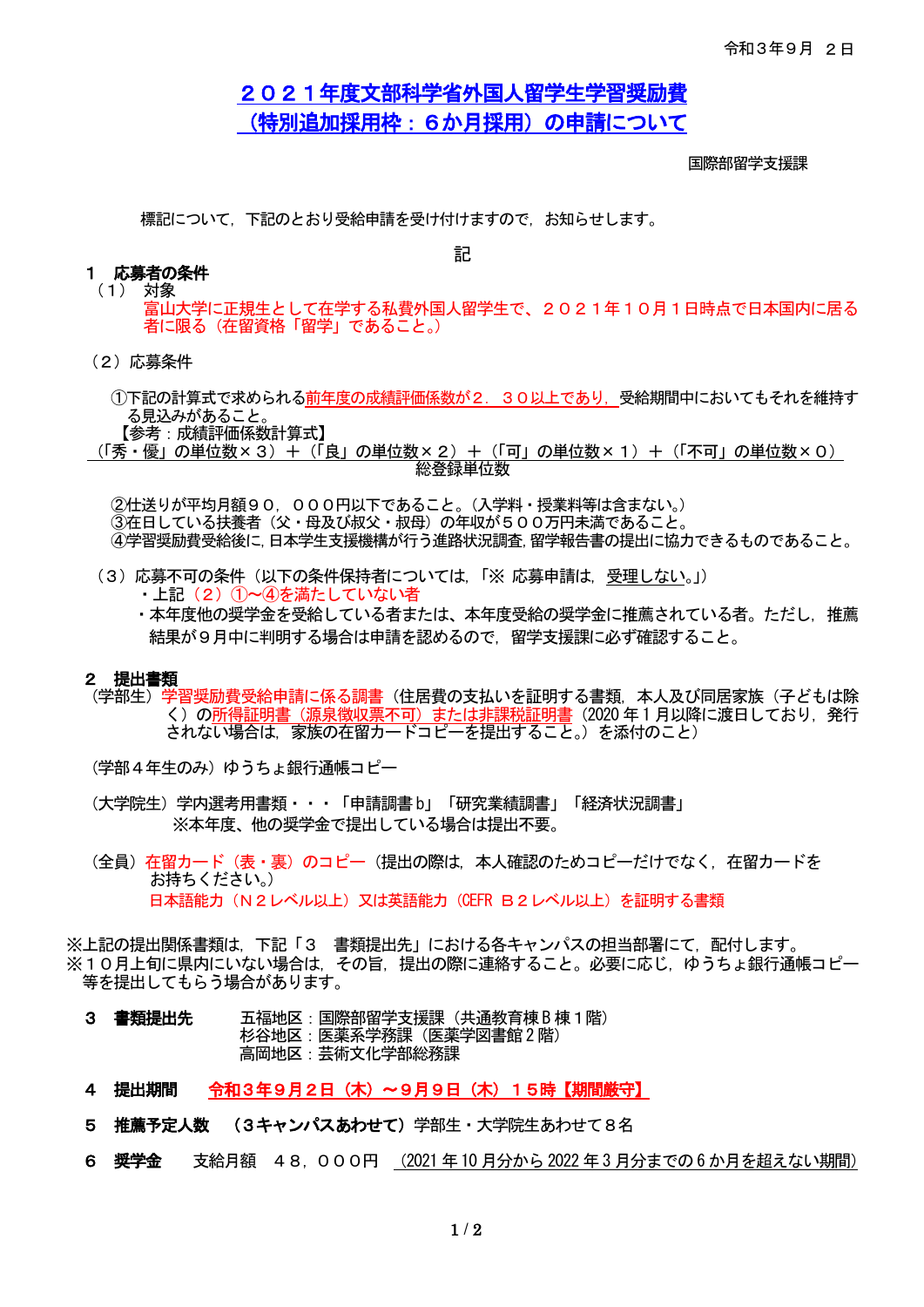令和３年９月　２日

# ２０２１年度文部科学省外国人留学生学習奨励費（特別追加採用枠：６か月採用）の申請について

国際部留学支援課

標記について，下記のとおり受給申請を受け付けますので，お知らせします。

記

## １　応募者の条件

（１）　対象

富山大学に正規生として在学する私費外国人留学生で、２０２１年１０月１日時点で日本国内に居る者に限る（在留資格「留学」であること。）

（２）応募条件

①下記の計算式で求められる前年度の成績評価係数が２．３０以上であり，受給期間中においてもそれを維持する見込みがあること。

【参考：成績評価係数計算式】

$$\frac{（「秀・優」の単位数×３）＋（「良」の単位数×２）＋（「可」の単位数×１）＋（「不可」の単位数×０）}{総登録単位数}$$

②仕送りが平均月額９０，０００円以下であること。（入学料・授業料等は含まない。）
③在日している扶養者（父・母及び叔父・叔母）の年収が５００万円未満であること。
④学習奨励費受給後に，日本学生支援機構が行う進路状況調査，留学報告書の提出に協力できるものであること。

（３）応募不可の条件（以下の条件保持者については，「※ 応募申請は，受理しない。」）

- 上記（２）①～④を満たしていない者
- 本年度他の奨学金を受給している者または，本年度受給の奨学金に推薦されている者。ただし，推薦結果が９月中に判明する場合は申請を認めるので，留学支援課に必ず確認すること。

## ２　提出書類

（学部生）学習奨励費受給申請に係る調書（住居費の支払いを証明する書類，本人及び同居家族（子どもは除く）の所得証明書（源泉徴収票不可）または非課税証明書（2020 年１月以降に渡日しており，発行されない場合は，家族の在留カードコピーを提出すること。）を添付のこと）

（学部４年生のみ）ゆうちょ銀行通帳コピー

（大学院生）学内選考用書類・・・「申請調書 b」「研究業績調書」「経済状況調書」
※本年度、他の奨学金で提出している場合は提出不要。

（全員）在留カード（表・裏）のコピー（提出の際は，本人確認のためコピーだけでなく，在留カードをお持ちください。）
日本語能力（Ｎ２レベル以上）又は英語能力（CEFR Ｂ２レベル以上）を証明する書類

※上記の提出関係書類は，下記「３　書類提出先」における各キャンパスの担当部署にて，配付します。
※１０月上旬に県内にいない場合は，その旨，提出の際に連絡すること。必要に応じ，ゆうちょ銀行通帳コピー等を提出してもらう場合があります。

## ３　書類提出先

五福地区：国際部留学支援課（共通教育棟Ｂ棟１階）
杉谷地区：医薬系学務課（医薬学図書館２階）
高岡地区：芸術文化学部総務課

## ４　提出期間

**令和３年９月２日（木）～９月９日（木）１５時【期間厳守】**

## ５　推薦予定人数

**（３キャンパスあわせて）**学部生・大学院生あわせて８名

## ６　奨学金

支給月額　４８，０００円　（2021 年 10 月分から 2022 年 3 月分までの 6 か月を超えない期間）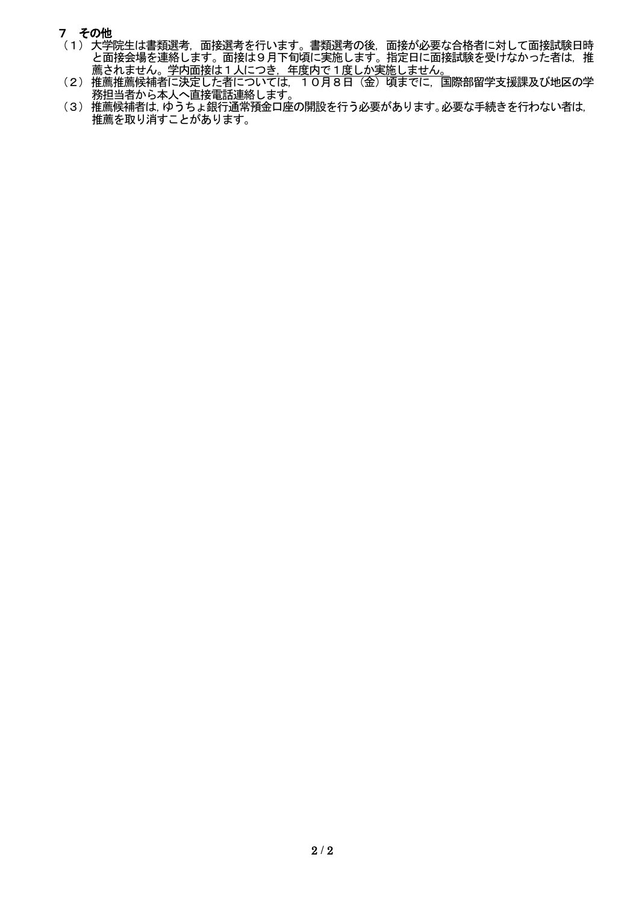## 7　その他

（1）大学院生は書類選考，面接選考を行います。書類選考の後，面接が必要な合格者に対して面接試験日時と面接会場を連絡します。面接は９月下旬頃に実施します。指定日に面接試験を受けなかった者は，推薦されません。学内面接は１人につき，年度内で１度しか実施しません。

（2）推薦推薦候補者に決定した者については，１０月８日（金）頃までに，国際部留学支援課及び地区の学務担当者から本人へ直接電話連絡します。

（3）推薦候補者は，ゆうちょ銀行通常預金口座の開設を行う必要があります。必要な手続きを行わない者は，推薦を取り消すことがあります。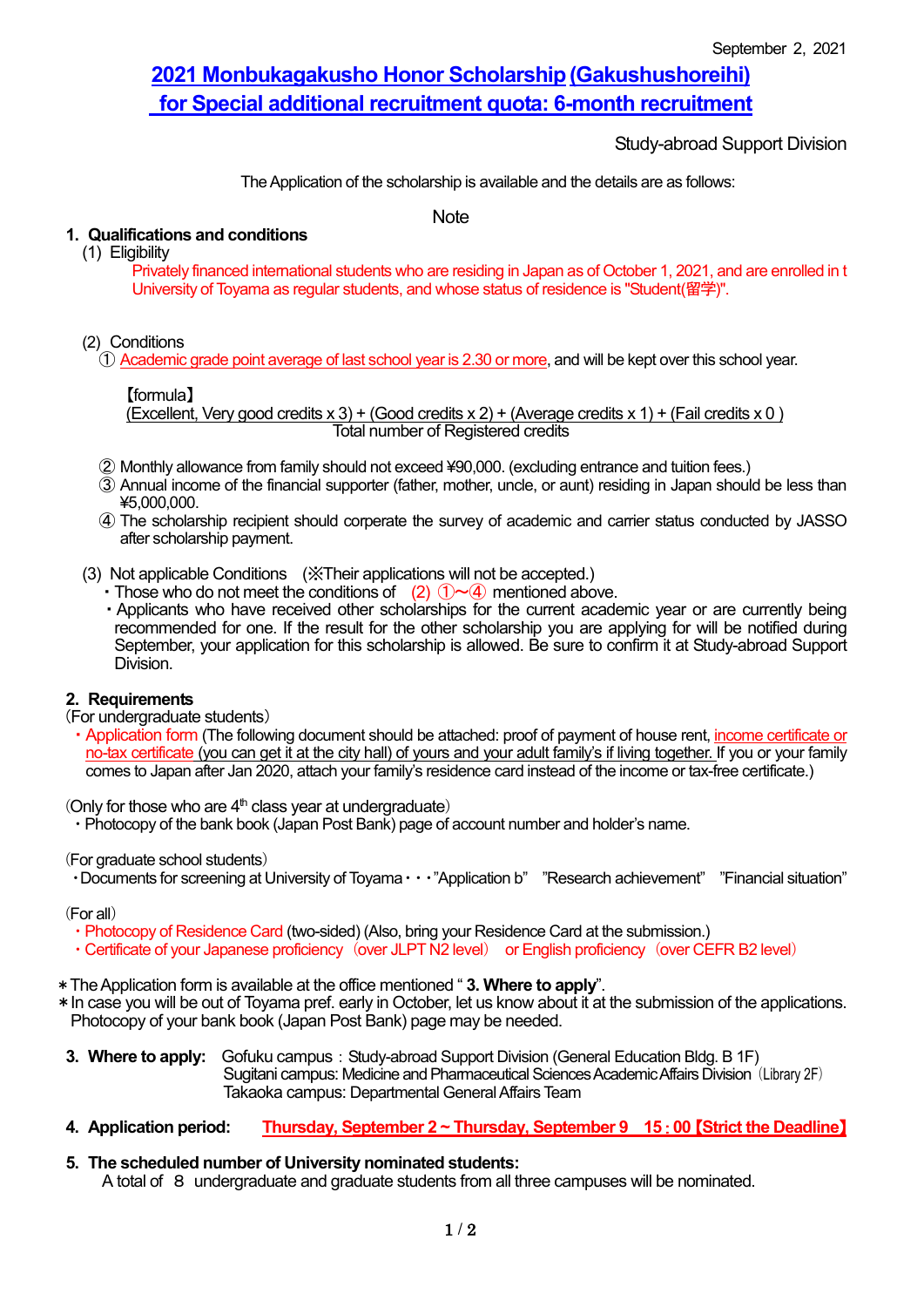September 2, 2021

# 2021 Monbukagakusho Honor Scholarship (Gakushushoreihi) for Special additional recruitment quota: 6-month recruitment

Study-abroad Support Division

The Application of the scholarship is available and the details are as follows:

Note

## 1. Qualifications and conditions

(1) Eligibility

Privately financed international students who are residing in Japan as of October 1, 2021, and are enrolled in t University of Toyama as regular students, and whose status of residence is "Student(留学)".

(2) Conditions

① Academic grade point average of last school year is 2.30 or more, and will be kept over this school year.

【formula】

$$\frac{(\text{Excellent, Very good credits} \times 3) + (\text{Good credits} \times 2) + (\text{Average credits} \times 1) + (\text{Fail credits} \times 0)}{\text{Total number of Registered credits}}$$

② Monthly allowance from family should not exceed ¥90,000. (excluding entrance and tuition fees.)

③ Annual income of the financial supporter (father, mother, uncle, or aunt) residing in Japan should be less than ¥5,000,000.

④ The scholarship recipient should corperate the survey of academic and carrier status conducted by JASSO after scholarship payment.

(3) Not applicable Conditions (※Their applications will not be accepted.)

- Those who do not meet the conditions of (2) ①~④ mentioned above.
- Applicants who have received other scholarships for the current academic year or are currently being recommended for one. If the result for the other scholarship you are applying for will be notified during September, your application for this scholarship is allowed. Be sure to confirm it at Study-abroad Support Division.

## 2. Requirements

(For undergraduate students)

- Application form (The following document should be attached: proof of payment of house rent, income certificate or no-tax certificate (you can get it at the city hall) of yours and your adult family's if living together. If you or your family comes to Japan after Jan 2020, attach your family's residence card instead of the income or tax-free certificate.)

(Only for those who are 4th class year at undergraduate)

- Photocopy of the bank book (Japan Post Bank) page of account number and holder's name.

(For graduate school students)

- Documents for screening at University of Toyama・・・"Application b" "Research achievement" "Financial situation"

(For all)

- Photocopy of Residence Card (two-sided) (Also, bring your Residence Card at the submission.)
- Certificate of your Japanese proficiency (over JLPT N2 level) or English proficiency (over CEFR B2 level)

＊The Application form is available at the office mentioned " **3. Where to apply**".

＊In case you will be out of Toyama pref. early in October, let us know about it at the submission of the applications. Photocopy of your bank book (Japan Post Bank) page may be needed.

## 3. Where to apply:

Gofuku campus：Study-abroad Support Division (General Education Bldg. B 1F)
Sugitani campus: Medicine and Pharmaceutical Sciences Academic Affairs Division (Library 2F)
Takaoka campus: Departmental General Affairs Team

## 4. Application period:

**Thursday, September 2 ~ Thursday, September 9 15：00【Strict the Deadline】**

## 5. The scheduled number of University nominated students:

A total of 8 undergraduate and graduate students from all three campuses will be nominated.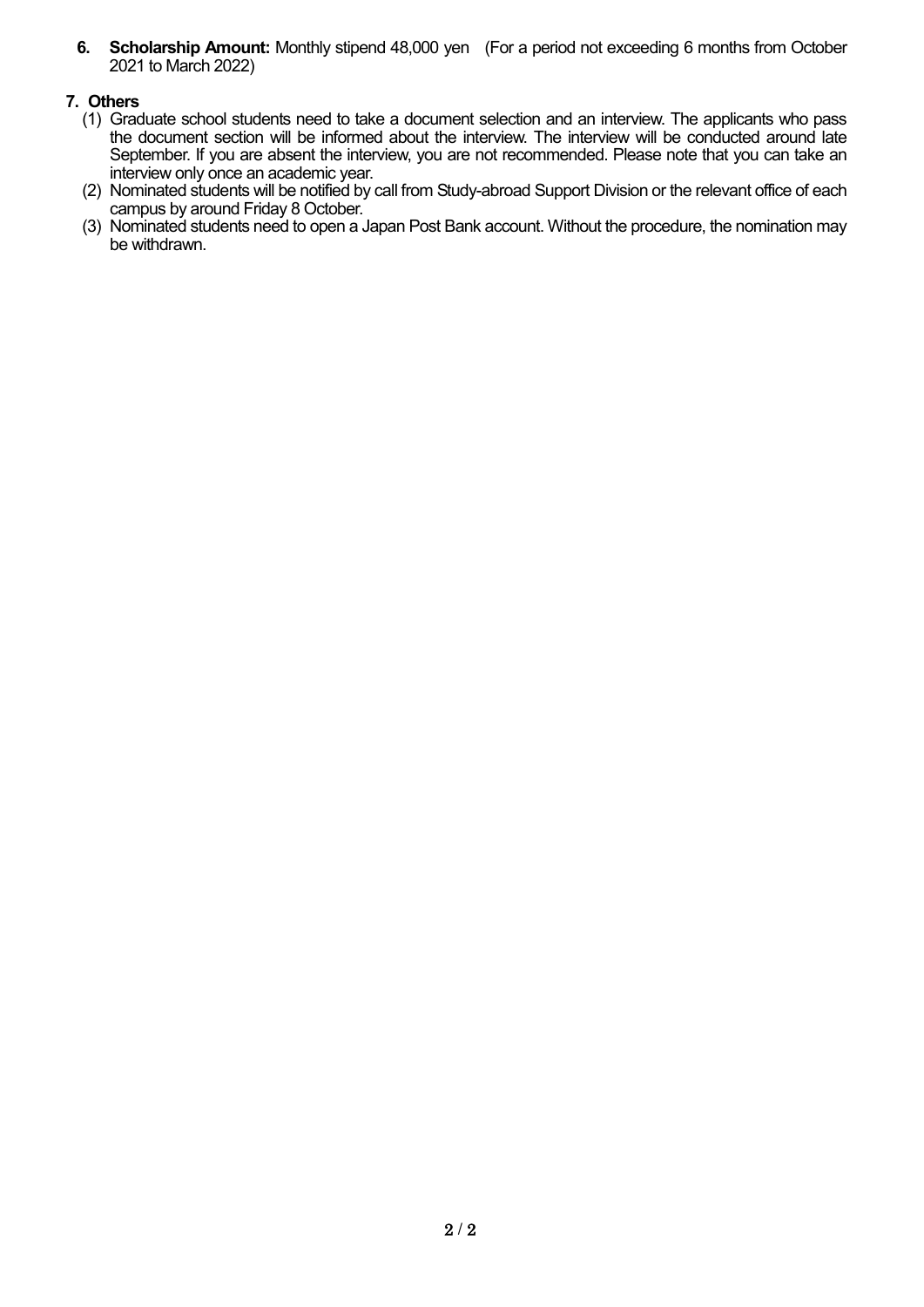**6. Scholarship Amount:** Monthly stipend 48,000 yen (For a period not exceeding 6 months from October 2021 to March 2022)

**7. Others**

(1) Graduate school students need to take a document selection and an interview. The applicants who pass the document section will be informed about the interview. The interview will be conducted around late September. If you are absent the interview, you are not recommended. Please note that you can take an interview only once an academic year.

(2) Nominated students will be notified by call from Study-abroad Support Division or the relevant office of each campus by around Friday 8 October.

(3) Nominated students need to open a Japan Post Bank account. Without the procedure, the nomination may be withdrawn.